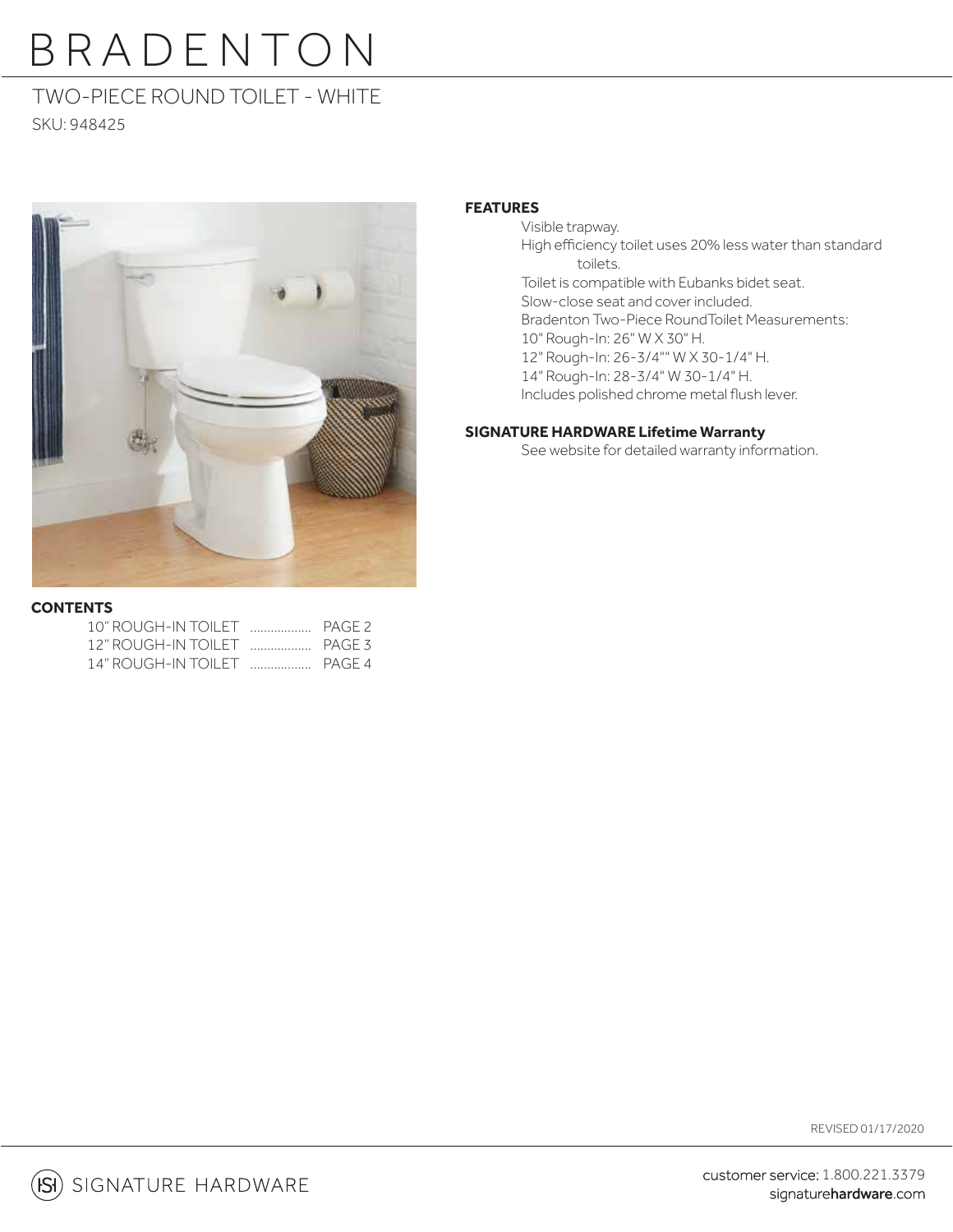# BRADENTON

## TWO-PIECE ROUND TOILET - WHITE

SKU: 948425

**FEATURES**

Visible trapway.
High efficiency toilet uses 20% less water than standard toilets.
Toilet is compatible with Eubanks bidet seat.
Slow-close seat and cover included.
Bradenton Two-Piece RoundToilet Measurements:
10" Rough-In: 26" W X 30" H.
12" Rough-In: 26-3/4"" W X 30-1/4" H.
14" Rough-In: 28-3/4" W 30-1/4" H.
Includes polished chrome metal flush lever.

**SIGNATURE HARDWARE Lifetime Warranty**

See website for detailed warranty information.

**CONTENTS**

10" ROUGH-IN TOILET .................. PAGE 2
12" ROUGH-IN TOILET .................. PAGE 3
14" ROUGH-IN TOILET .................. PAGE 4

REVISED 01/17/2020

SIGNATURE HARDWARE

customer service: 1.800.221.3379
signaturehardware.com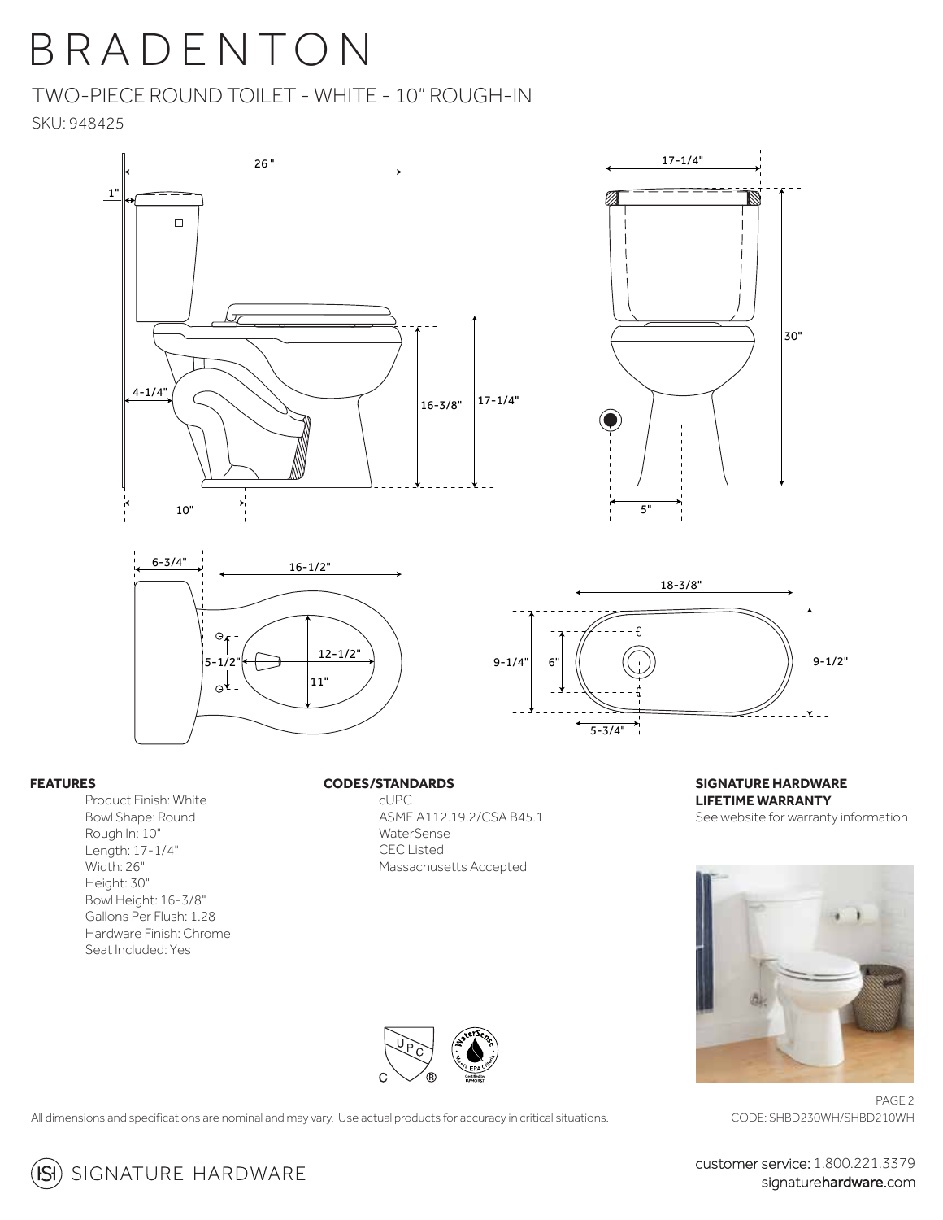# BRADENTON

## TWO-PIECE ROUND TOILET - WHITE - 10" ROUGH-IN

SKU: 948425

**FEATURES**

- Product Finish: White
- Bowl Shape: Round
- Rough In: 10"
- Length: 17-1/4"
- Width: 26"
- Height: 30"
- Bowl Height: 16-3/8"
- Gallons Per Flush: 1.28
- Hardware Finish: Chrome
- Seat Included: Yes

**CODES/STANDARDS**

- cUPC
- ASME A112.19.2/CSA B45.1
- WaterSense
- CEC Listed
- Massachusetts Accepted

**SIGNATURE HARDWARE LIFETIME WARRANTY**

See website for warranty information

All dimensions and specifications are nominal and may vary. Use actual products for accuracy in critical situations.

CODE: SHBD230WH/SHBD210WH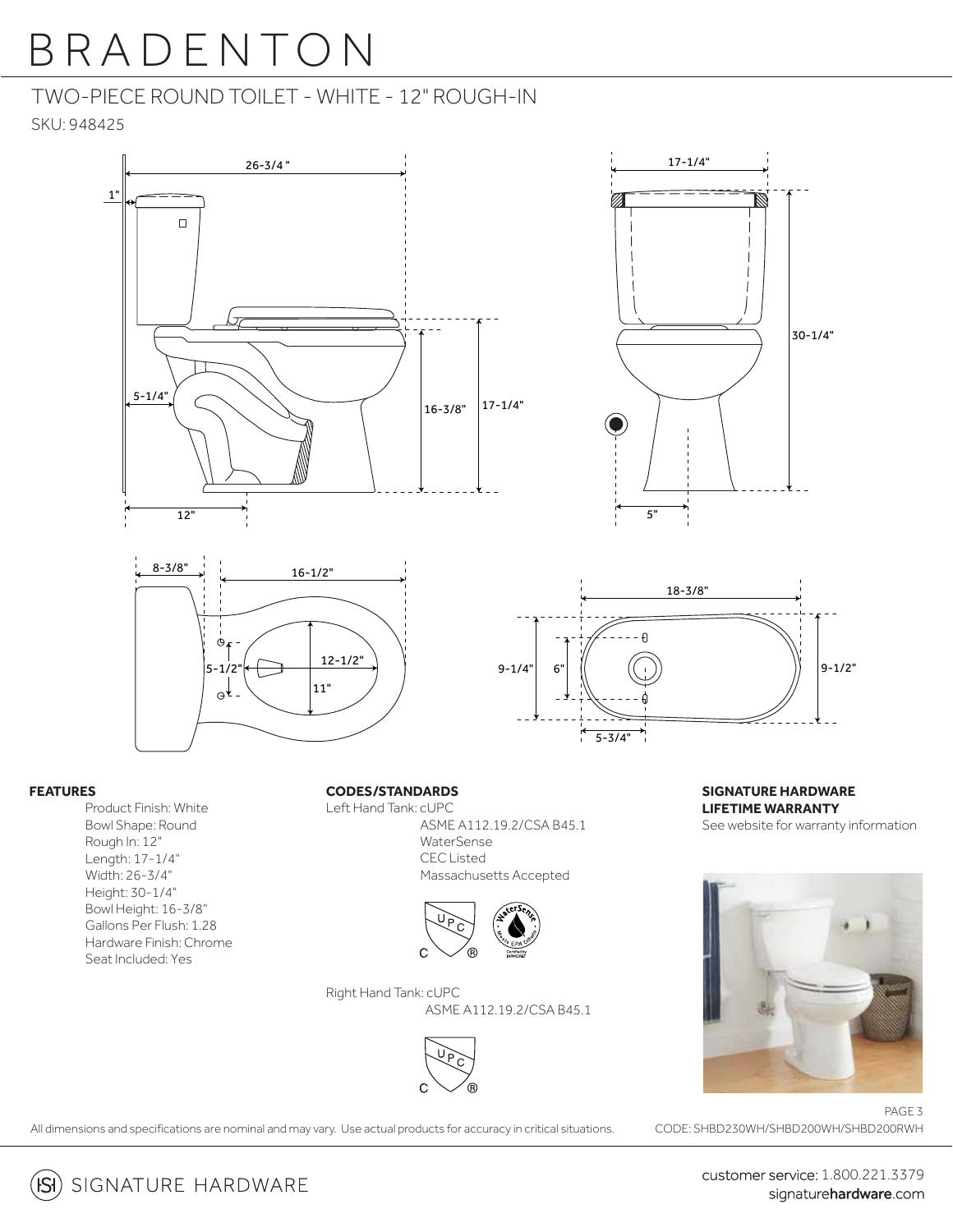# BRADENTON

## TWO-PIECE ROUND TOILET - WHITE - 12" ROUGH-IN

SKU: 948425

26-3/4"

1"

5-1/4"

16-3/8"

17-1/4"

12"

17-1/4"

30-1/4"

5"

8-3/8"

16-1/2"

5-1/2"

12-1/2"

11"

18-3/8"

9-1/4"

6"

9-1/2"

5-3/4"

**FEATURES**

Product Finish: White
Bowl Shape: Round
Rough In: 12"
Length: 17-1/4"
Width: 26-3/4"
Height: 30-1/4"
Bowl Height: 16-3/8"
Gallons Per Flush: 1.28
Hardware Finish: Chrome
Seat Included: Yes

**CODES/STANDARDS**

Left Hand Tank: cUPC
ASME A112.19.2/CSA B45.1
WaterSense
CEC Listed
Massachusetts Accepted

Right Hand Tank: cUPC
ASME A112.19.2/CSA B45.1

**SIGNATURE HARDWARE LIFETIME WARRANTY**

See website for warranty information

All dimensions and specifications are nominal and may vary. Use actual products for accuracy in critical situations.

CODE: SHBD230WH/SHBD200WH/SHBD200RWH

customer service: 1.800.221.3379
signaturehardware.com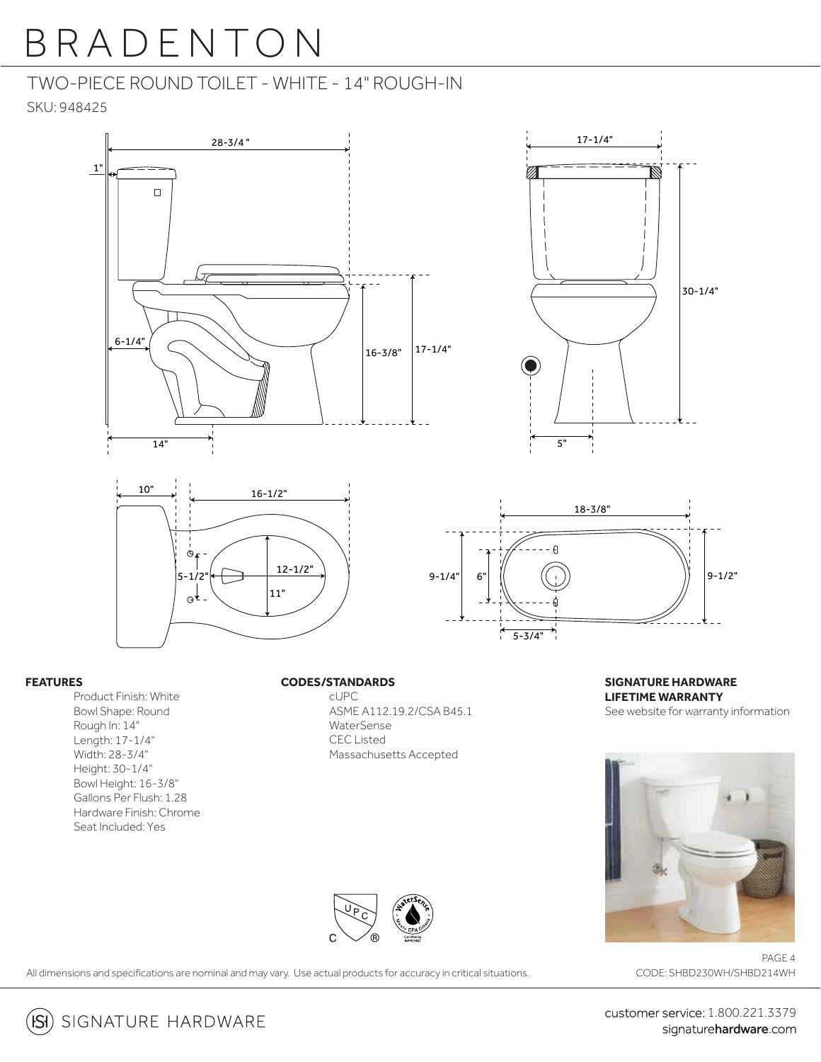# BRADENTON

## TWO-PIECE ROUND TOILET - WHITE - 14" ROUGH-IN

SKU: 948425

28-3/4"
1"
6-1/4"
16-3/8"
17-1/4"
14"
17-1/4"
30-1/4"
5"
10"
16-1/2"
5-1/2"
12-1/2"
11"
18-3/8"
9-1/4"
6"
9-1/2"
5-3/4"

**FEATURES**

- Product Finish: White
- Bowl Shape: Round
- Rough In: 14"
- Length: 17-1/4"
- Width: 28-3/4"
- Height: 30-1/4"
- Bowl Height: 16-3/8"
- Gallons Per Flush: 1.28
- Hardware Finish: Chrome
- Seat Included: Yes

**CODES/STANDARDS**

- cUPC
- ASME A112.19.2/CSA B45.1
- WaterSense
- CEC Listed
- Massachusetts Accepted

**SIGNATURE HARDWARE LIFETIME WARRANTY**

See website for warranty information

CODE: SHBD230WH/SHBD214WH

All dimensions and specifications are nominal and may vary. Use actual products for accuracy in critical situations.

SIGNATURE HARDWARE

customer service: 1.800.221.3379
signaturehardware.com